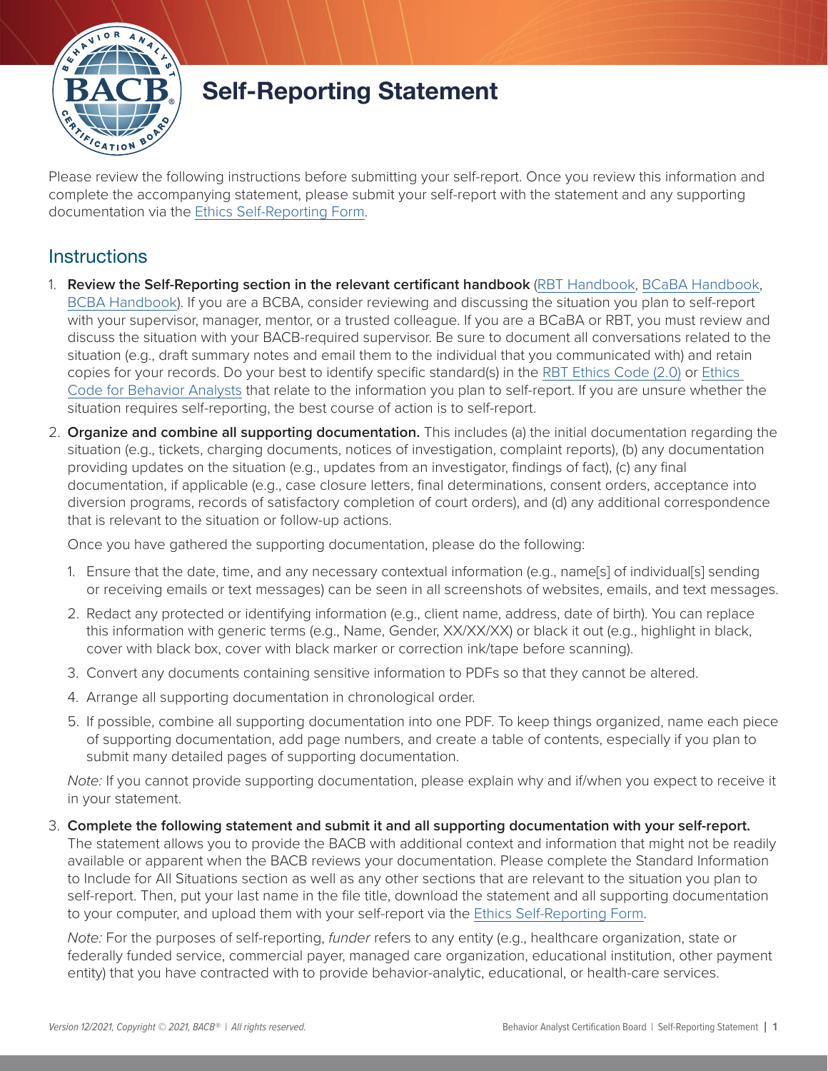# Self-Reporting Statement

Please review the following instructions before submitting your self-report. Once you review this information and complete the accompanying statement, please submit your self-report with the statement and any supporting documentation via the Ethics Self-Reporting Form.

## Instructions

1. **Review the Self-Reporting section in the relevant certificant handbook** (RBT Handbook, BCaBA Handbook, BCBA Handbook). If you are a BCBA, consider reviewing and discussing the situation you plan to self-report with your supervisor, manager, mentor, or a trusted colleague. If you are a BCaBA or RBT, you must review and discuss the situation with your BACB-required supervisor. Be sure to document all conversations related to the situation (e.g., draft summary notes and email them to the individual that you communicated with) and retain copies for your records. Do your best to identify specific standard(s) in the RBT Ethics Code (2.0) or Ethics Code for Behavior Analysts that relate to the information you plan to self-report. If you are unsure whether the situation requires self-reporting, the best course of action is to self-report.

2. **Organize and combine all supporting documentation.** This includes (a) the initial documentation regarding the situation (e.g., tickets, charging documents, notices of investigation, complaint reports), (b) any documentation providing updates on the situation (e.g., updates from an investigator, findings of fact), (c) any final documentation, if applicable (e.g., case closure letters, final determinations, consent orders, acceptance into diversion programs, records of satisfactory completion of court orders), and (d) any additional correspondence that is relevant to the situation or follow-up actions.

   Once you have gathered the supporting documentation, please do the following:

   1. Ensure that the date, time, and any necessary contextual information (e.g., name[s] of individual[s] sending or receiving emails or text messages) can be seen in all screenshots of websites, emails, and text messages.
   2. Redact any protected or identifying information (e.g., client name, address, date of birth). You can replace this information with generic terms (e.g., Name, Gender, XX/XX/XX) or black it out (e.g., highlight in black, cover with black box, cover with black marker or correction ink/tape before scanning).
   3. Convert any documents containing sensitive information to PDFs so that they cannot be altered.
   4. Arrange all supporting documentation in chronological order.
   5. If possible, combine all supporting documentation into one PDF. To keep things organized, name each piece of supporting documentation, add page numbers, and create a table of contents, especially if you plan to submit many detailed pages of supporting documentation.

   *Note:* If you cannot provide supporting documentation, please explain why and if/when you expect to receive it in your statement.

3. **Complete the following statement and submit it and all supporting documentation with your self-report.** The statement allows you to provide the BACB with additional context and information that might not be readily available or apparent when the BACB reviews your documentation. Please complete the Standard Information to Include for All Situations section as well as any other sections that are relevant to the situation you plan to self-report. Then, put your last name in the file title, download the statement and all supporting documentation to your computer, and upload them with your self-report via the Ethics Self-Reporting Form.

   *Note:* For the purposes of self-reporting, *funder* refers to any entity (e.g., healthcare organization, state or federally funded service, commercial payer, managed care organization, educational institution, other payment entity) that you have contracted with to provide behavior-analytic, educational, or health-care services.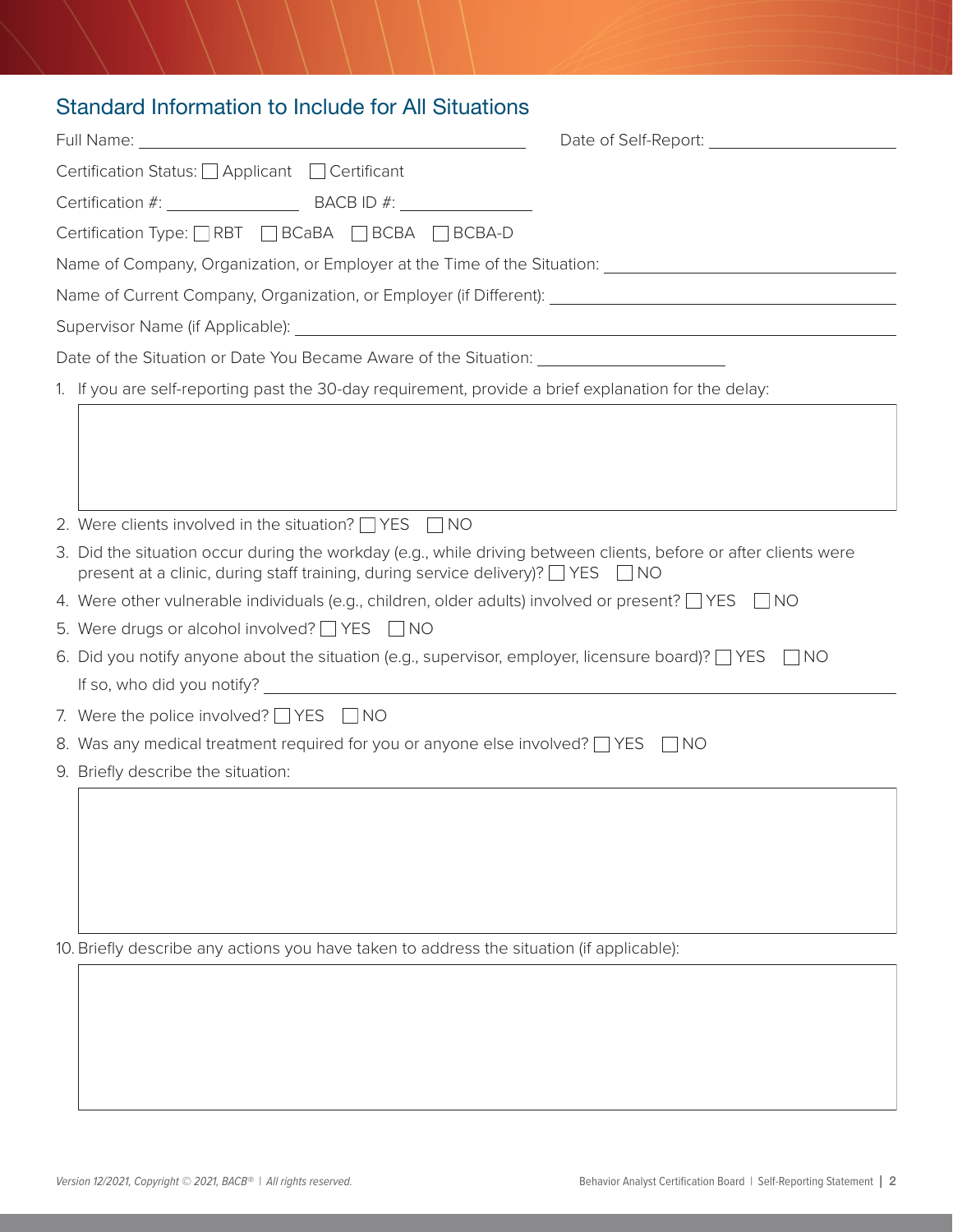## Standard Information to Include for All Situations

Full Name: ______________________ Date of Self-Report: ______________________

Certification Status: ☐ Applicant ☐ Certificant

Certification #: ______________ BACB ID #: ______________

Certification Type: ☐ RBT ☐ BCaBA ☐ BCBA ☐ BCBA-D

Name of Company, Organization, or Employer at the Time of the Situation: ______________________

Name of Current Company, Organization, or Employer (if Different): ______________________

Supervisor Name (if Applicable): ______________________

Date of the Situation or Date You Became Aware of the Situation: ______________________

1. If you are self-reporting past the 30-day requirement, provide a brief explanation for the delay:

   ______________________

2. Were clients involved in the situation? ☐ YES ☐ NO
3. Did the situation occur during the workday (e.g., while driving between clients, before or after clients were present at a clinic, during staff training, during service delivery)? ☐ YES ☐ NO
4. Were other vulnerable individuals (e.g., children, older adults) involved or present? ☐ YES ☐ NO
5. Were drugs or alcohol involved? ☐ YES ☐ NO
6. Did you notify anyone about the situation (e.g., supervisor, employer, licensure board)? ☐ YES ☐ NO

   If so, who did you notify? ______________________

7. Were the police involved? ☐ YES ☐ NO
8. Was any medical treatment required for you or anyone else involved? ☐ YES ☐ NO
9. Briefly describe the situation:

   ______________________

10. Briefly describe any actions you have taken to address the situation (if applicable):

    ______________________

*Version 12/2021, Copyright © 2021, BACB® | All rights reserved.*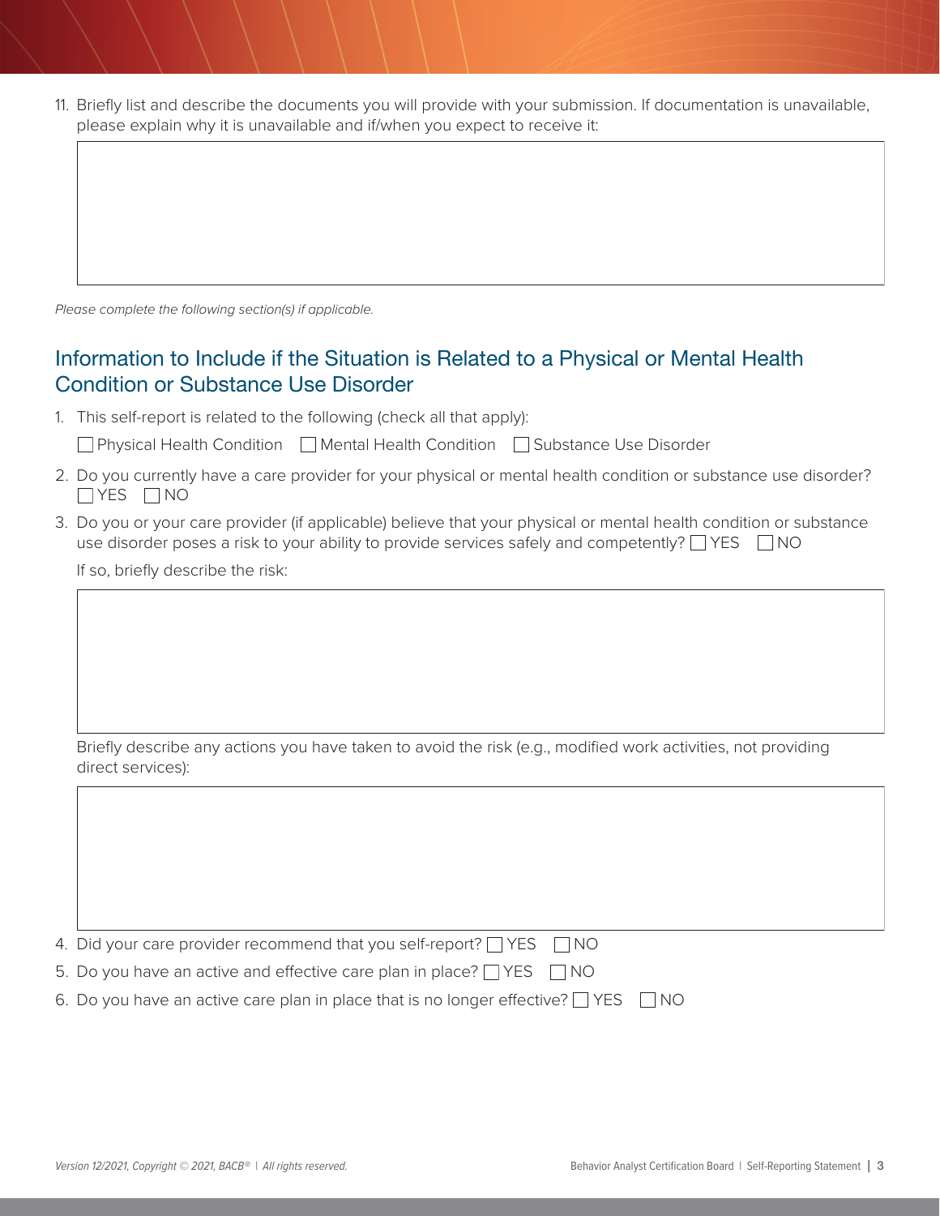11. Briefly list and describe the documents you will provide with your submission. If documentation is unavailable, please explain why it is unavailable and if/when you expect to receive it:

*Please complete the following section(s) if applicable.*

## Information to Include if the Situation is Related to a Physical or Mental Health Condition or Substance Use Disorder

1. This self-report is related to the following (check all that apply):

   ☐ Physical Health Condition ☐ Mental Health Condition ☐ Substance Use Disorder

2. Do you currently have a care provider for your physical or mental health condition or substance use disorder? ☐ YES ☐ NO

3. Do you or your care provider (if applicable) believe that your physical or mental health condition or substance use disorder poses a risk to your ability to provide services safely and competently? ☐ YES ☐ NO

   If so, briefly describe the risk:

   Briefly describe any actions you have taken to avoid the risk (e.g., modified work activities, not providing direct services):

4. Did your care provider recommend that you self-report? ☐ YES ☐ NO

5. Do you have an active and effective care plan in place? ☐ YES ☐ NO

6. Do you have an active care plan in place that is no longer effective? ☐ YES ☐ NO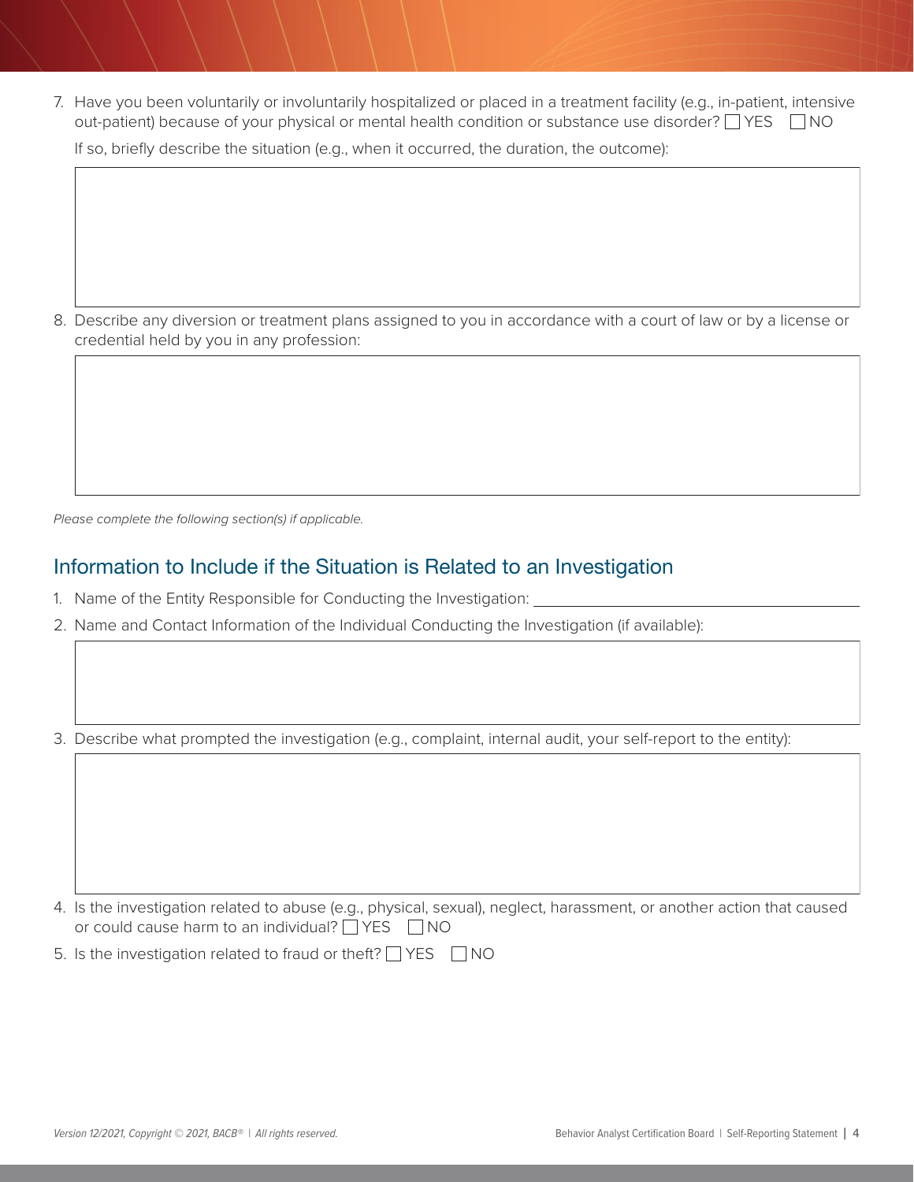7. Have you been voluntarily or involuntarily hospitalized or placed in a treatment facility (e.g., in-patient, intensive out-patient) because of your physical or mental health condition or substance use disorder? ☐ YES ☐ NO

   If so, briefly describe the situation (e.g., when it occurred, the duration, the outcome):

8. Describe any diversion or treatment plans assigned to you in accordance with a court of law or by a license or credential held by you in any profession:

*Please complete the following section(s) if applicable.*

## Information to Include if the Situation is Related to an Investigation

1. Name of the Entity Responsible for Conducting the Investigation: ______________________________
2. Name and Contact Information of the Individual Conducting the Investigation (if available):
3. Describe what prompted the investigation (e.g., complaint, internal audit, your self-report to the entity):
4. Is the investigation related to abuse (e.g., physical, sexual), neglect, harassment, or another action that caused or could cause harm to an individual? ☐ YES ☐ NO
5. Is the investigation related to fraud or theft? ☐ YES ☐ NO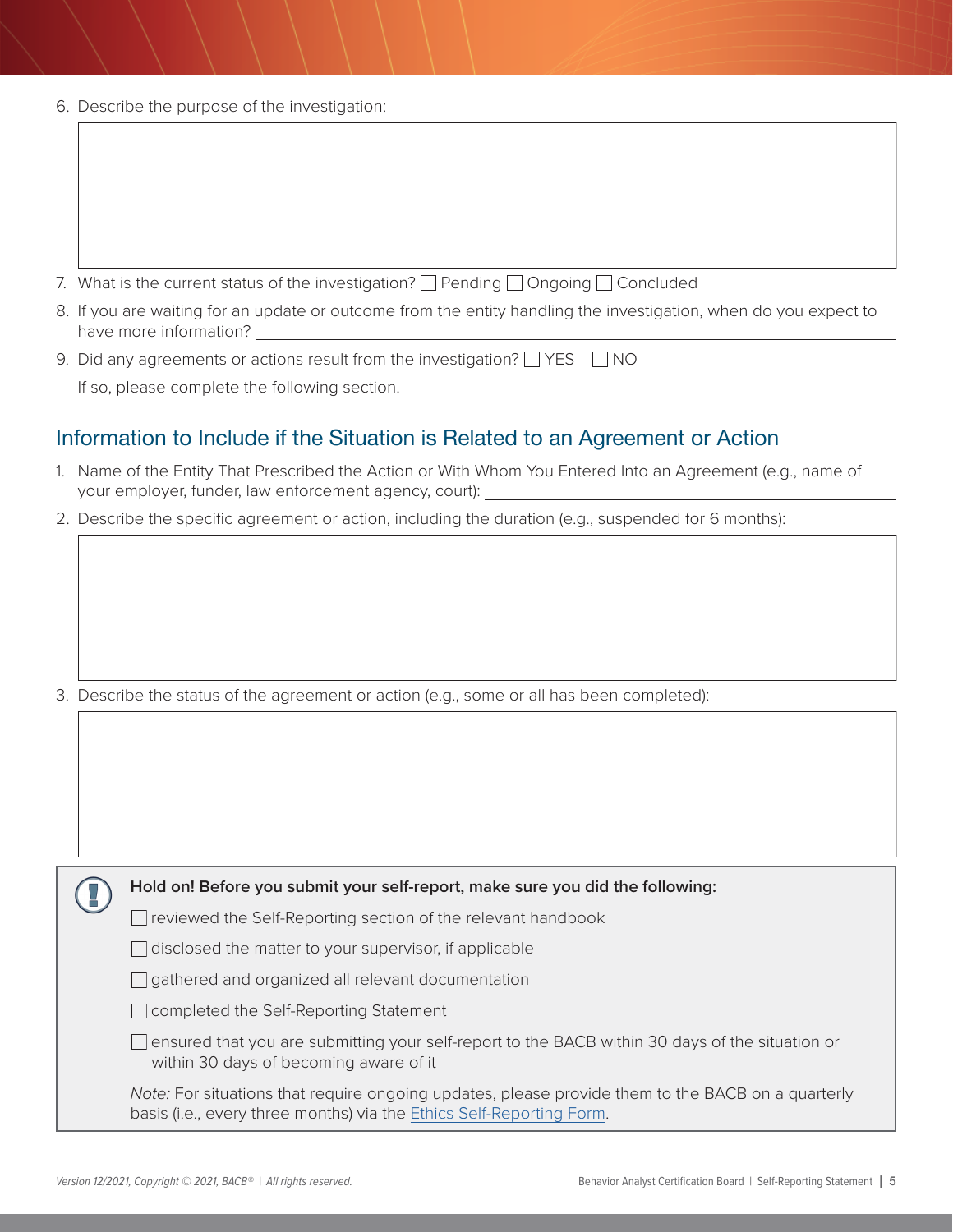6. Describe the purpose of the investigation:

7. What is the current status of the investigation? ☐ Pending ☐ Ongoing ☐ Concluded

8. If you are waiting for an update or outcome from the entity handling the investigation, when do you expect to have more information? ____________________

9. Did any agreements or actions result from the investigation? ☐ YES ☐ NO

   If so, please complete the following section.

## Information to Include if the Situation is Related to an Agreement or Action

1. Name of the Entity That Prescribed the Action or With Whom You Entered Into an Agreement (e.g., name of your employer, funder, law enforcement agency, court): ____________________

2. Describe the specific agreement or action, including the duration (e.g., suspended for 6 months):

3. Describe the status of the agreement or action (e.g., some or all has been completed):

**Hold on! Before you submit your self-report, make sure you did the following:**

☐ reviewed the Self-Reporting section of the relevant handbook

☐ disclosed the matter to your supervisor, if applicable

☐ gathered and organized all relevant documentation

☐ completed the Self-Reporting Statement

☐ ensured that you are submitting your self-report to the BACB within 30 days of the situation or within 30 days of becoming aware of it

*Note:* For situations that require ongoing updates, please provide them to the BACB on a quarterly basis (i.e., every three months) via the Ethics Self-Reporting Form.

*Version 12/2021, Copyright © 2021, BACB® | All rights reserved.*